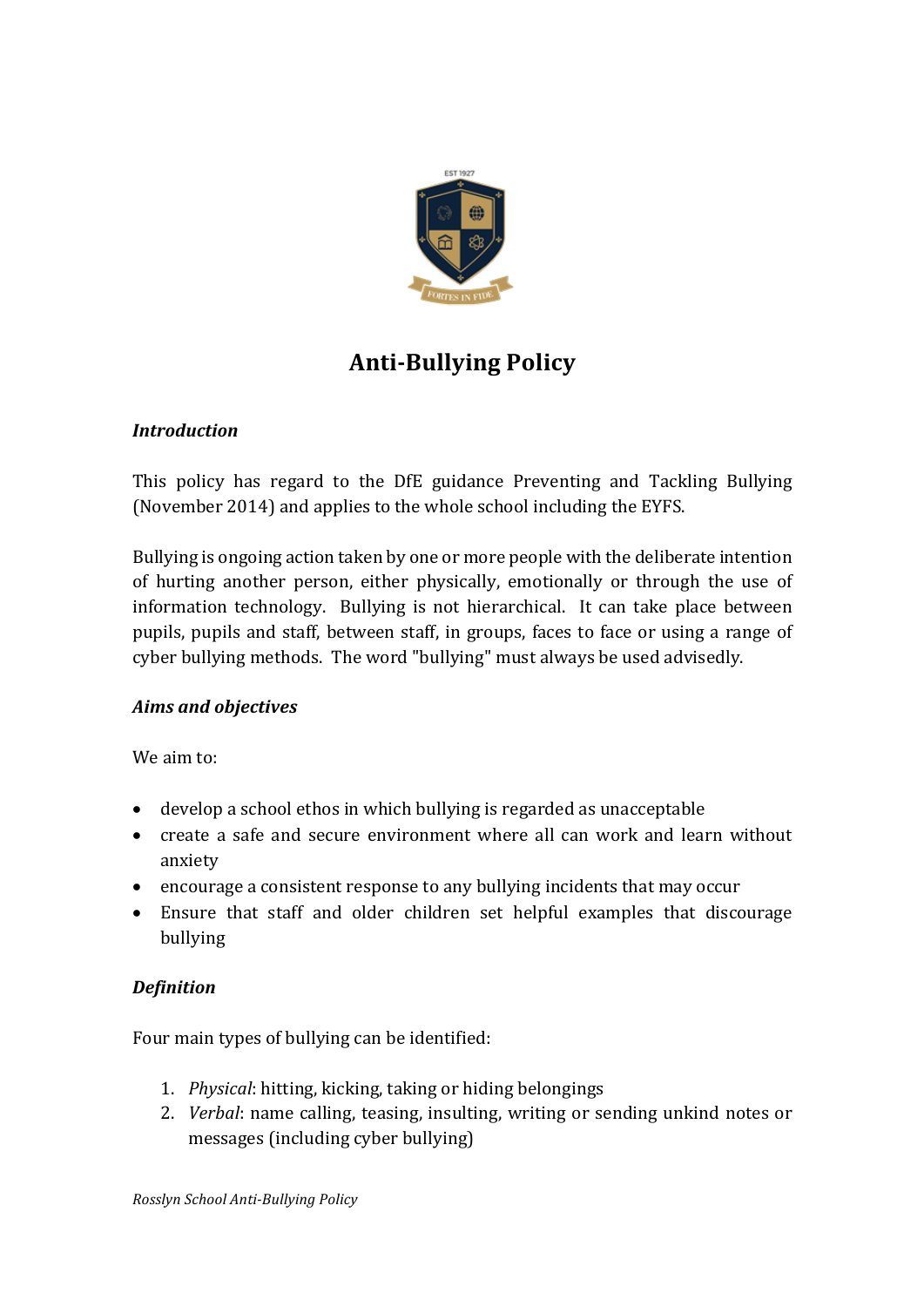# Anti-Bullying Policy

***Introduction***

This policy has regard to the DfE guidance Preventing and Tackling Bullying (November 2014) and applies to the whole school including the EYFS.

Bullying is ongoing action taken by one or more people with the deliberate intention of hurting another person, either physically, emotionally or through the use of information technology. Bullying is not hierarchical. It can take place between pupils, pupils and staff, between staff, in groups, faces to face or using a range of cyber bullying methods. The word "bullying" must always be used advisedly.

***Aims and objectives***

We aim to:

- develop a school ethos in which bullying is regarded as unacceptable
- create a safe and secure environment where all can work and learn without anxiety
- encourage a consistent response to any bullying incidents that may occur
- Ensure that staff and older children set helpful examples that discourage bullying

***Definition***

Four main types of bullying can be identified:

1. *Physical*: hitting, kicking, taking or hiding belongings
2. *Verbal*: name calling, teasing, insulting, writing or sending unkind notes or messages (including cyber bullying)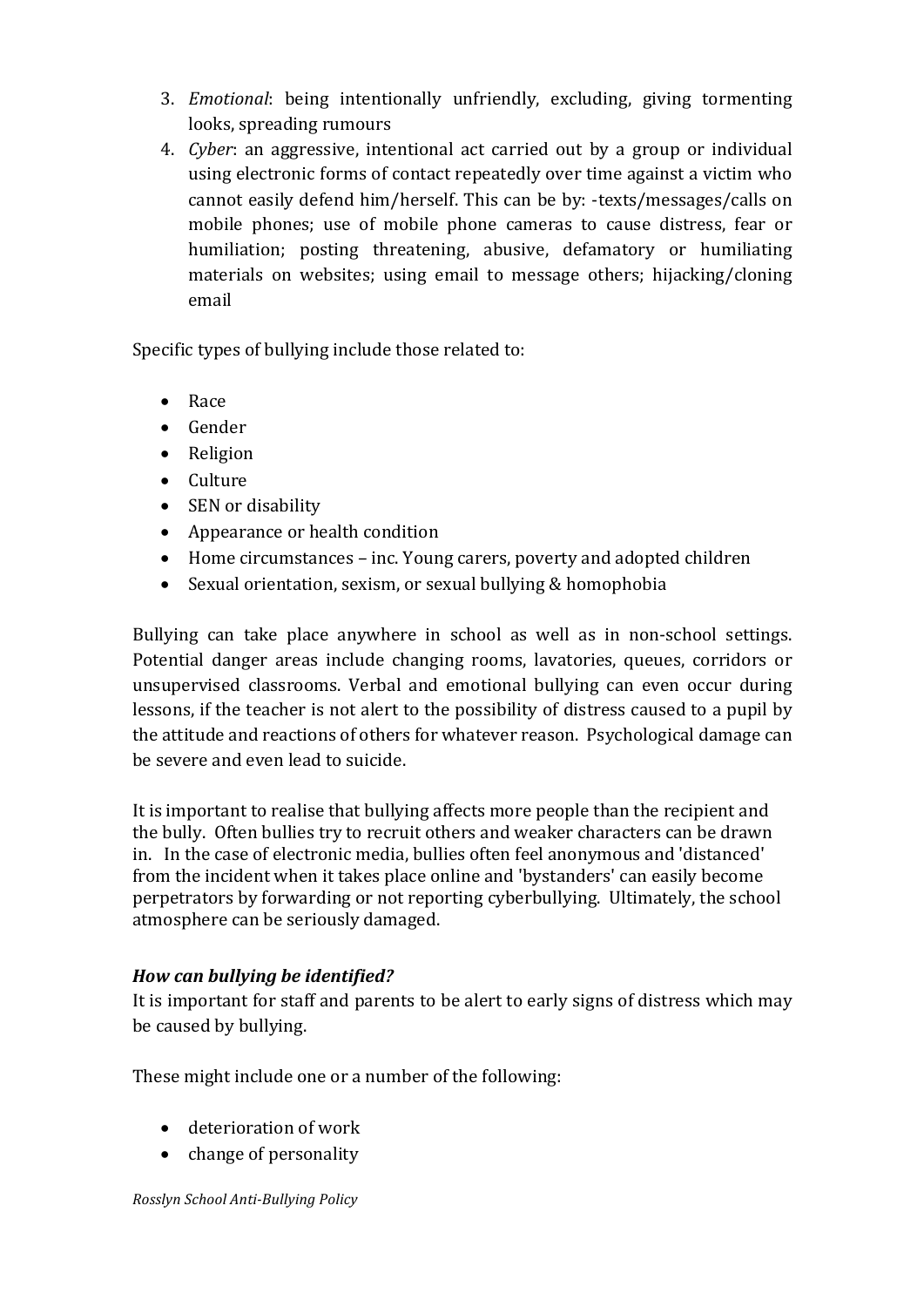3. *Emotional*: being intentionally unfriendly, excluding, giving tormenting looks, spreading rumours
4. *Cyber*: an aggressive, intentional act carried out by a group or individual using electronic forms of contact repeatedly over time against a victim who cannot easily defend him/herself. This can be by: -texts/messages/calls on mobile phones; use of mobile phone cameras to cause distress, fear or humiliation; posting threatening, abusive, defamatory or humiliating materials on websites; using email to message others; hijacking/cloning email

Specific types of bullying include those related to:

- Race
- Gender
- Religion
- Culture
- SEN or disability
- Appearance or health condition
- Home circumstances – inc. Young carers, poverty and adopted children
- Sexual orientation, sexism, or sexual bullying & homophobia

Bullying can take place anywhere in school as well as in non-school settings. Potential danger areas include changing rooms, lavatories, queues, corridors or unsupervised classrooms. Verbal and emotional bullying can even occur during lessons, if the teacher is not alert to the possibility of distress caused to a pupil by the attitude and reactions of others for whatever reason. Psychological damage can be severe and even lead to suicide.

It is important to realise that bullying affects more people than the recipient and the bully. Often bullies try to recruit others and weaker characters can be drawn in. In the case of electronic media, bullies often feel anonymous and 'distanced' from the incident when it takes place online and 'bystanders' can easily become perpetrators by forwarding or not reporting cyberbullying. Ultimately, the school atmosphere can be seriously damaged.

### *How can bullying be identified?*

It is important for staff and parents to be alert to early signs of distress which may be caused by bullying.

These might include one or a number of the following:

- deterioration of work
- change of personality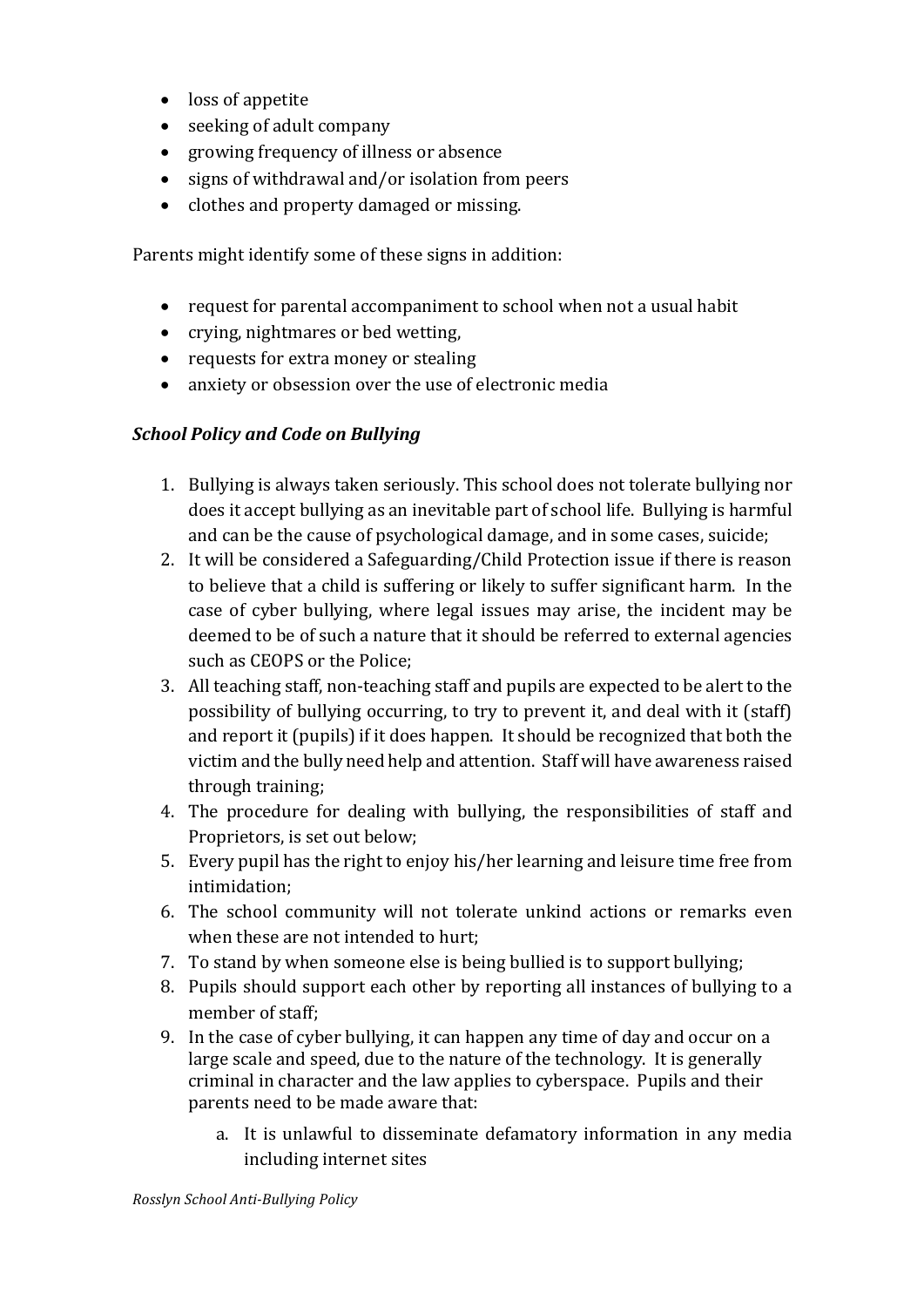- loss of appetite
- seeking of adult company
- growing frequency of illness or absence
- signs of withdrawal and/or isolation from peers
- clothes and property damaged or missing.

Parents might identify some of these signs in addition:

- request for parental accompaniment to school when not a usual habit
- crying, nightmares or bed wetting,
- requests for extra money or stealing
- anxiety or obsession over the use of electronic media

***School Policy and Code on Bullying***

1. Bullying is always taken seriously. This school does not tolerate bullying nor does it accept bullying as an inevitable part of school life. Bullying is harmful and can be the cause of psychological damage, and in some cases, suicide;
2. It will be considered a Safeguarding/Child Protection issue if there is reason to believe that a child is suffering or likely to suffer significant harm. In the case of cyber bullying, where legal issues may arise, the incident may be deemed to be of such a nature that it should be referred to external agencies such as CEOPS or the Police;
3. All teaching staff, non-teaching staff and pupils are expected to be alert to the possibility of bullying occurring, to try to prevent it, and deal with it (staff) and report it (pupils) if it does happen. It should be recognized that both the victim and the bully need help and attention. Staff will have awareness raised through training;
4. The procedure for dealing with bullying, the responsibilities of staff and Proprietors, is set out below;
5. Every pupil has the right to enjoy his/her learning and leisure time free from intimidation;
6. The school community will not tolerate unkind actions or remarks even when these are not intended to hurt;
7. To stand by when someone else is being bullied is to support bullying;
8. Pupils should support each other by reporting all instances of bullying to a member of staff;
9. In the case of cyber bullying, it can happen any time of day and occur on a large scale and speed, due to the nature of the technology. It is generally criminal in character and the law applies to cyberspace. Pupils and their parents need to be made aware that:
    a. It is unlawful to disseminate defamatory information in any media including internet sites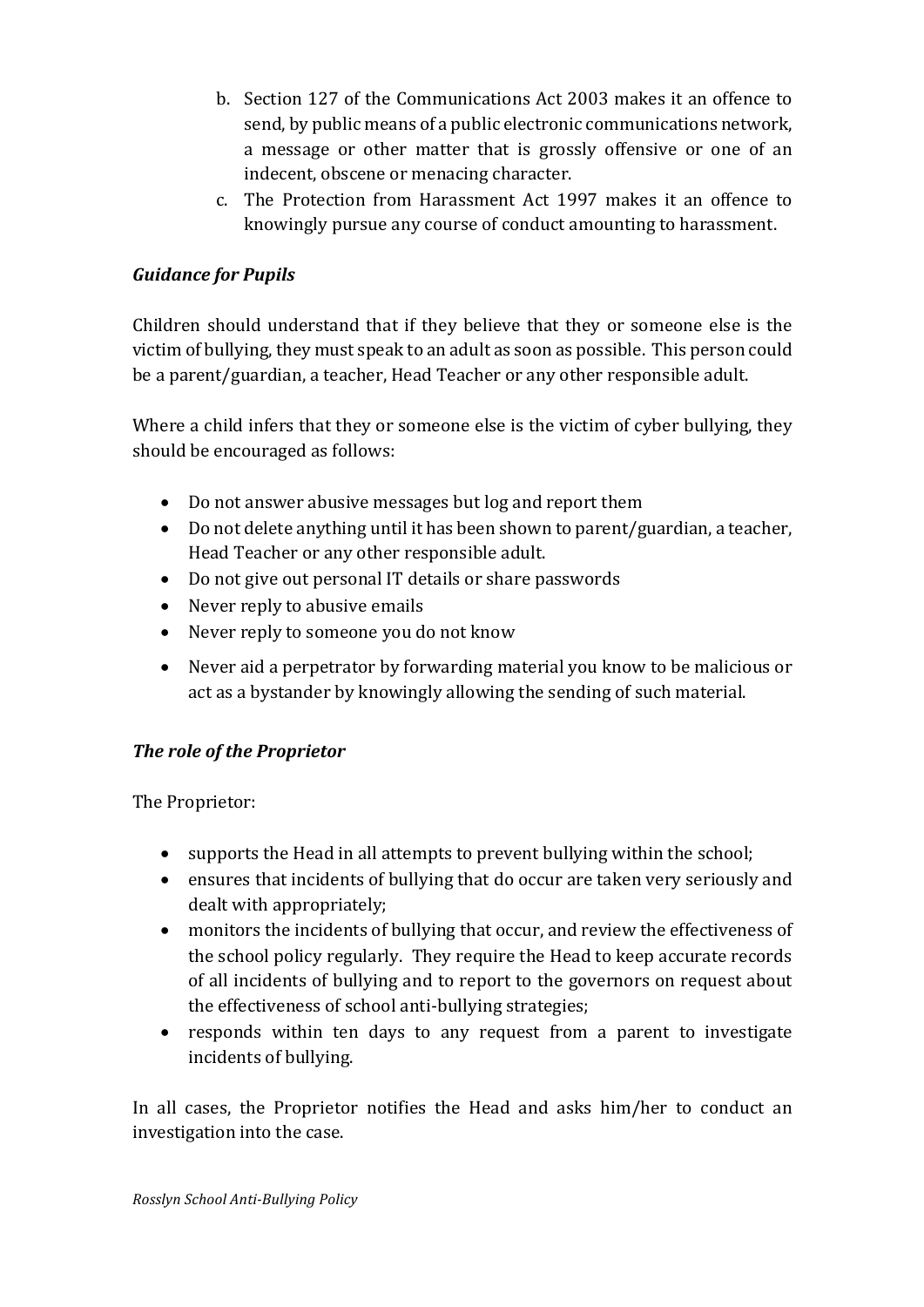b. Section 127 of the Communications Act 2003 makes it an offence to send, by public means of a public electronic communications network, a message or other matter that is grossly offensive or one of an indecent, obscene or menacing character.
c. The Protection from Harassment Act 1997 makes it an offence to knowingly pursue any course of conduct amounting to harassment.

### *Guidance for Pupils*

Children should understand that if they believe that they or someone else is the victim of bullying, they must speak to an adult as soon as possible. This person could be a parent/guardian, a teacher, Head Teacher or any other responsible adult.

Where a child infers that they or someone else is the victim of cyber bullying, they should be encouraged as follows:

- Do not answer abusive messages but log and report them
- Do not delete anything until it has been shown to parent/guardian, a teacher, Head Teacher or any other responsible adult.
- Do not give out personal IT details or share passwords
- Never reply to abusive emails
- Never reply to someone you do not know
- Never aid a perpetrator by forwarding material you know to be malicious or act as a bystander by knowingly allowing the sending of such material.

### *The role of the Proprietor*

The Proprietor:

- supports the Head in all attempts to prevent bullying within the school;
- ensures that incidents of bullying that do occur are taken very seriously and dealt with appropriately;
- monitors the incidents of bullying that occur, and review the effectiveness of the school policy regularly. They require the Head to keep accurate records of all incidents of bullying and to report to the governors on request about the effectiveness of school anti-bullying strategies;
- responds within ten days to any request from a parent to investigate incidents of bullying.

In all cases, the Proprietor notifies the Head and asks him/her to conduct an investigation into the case.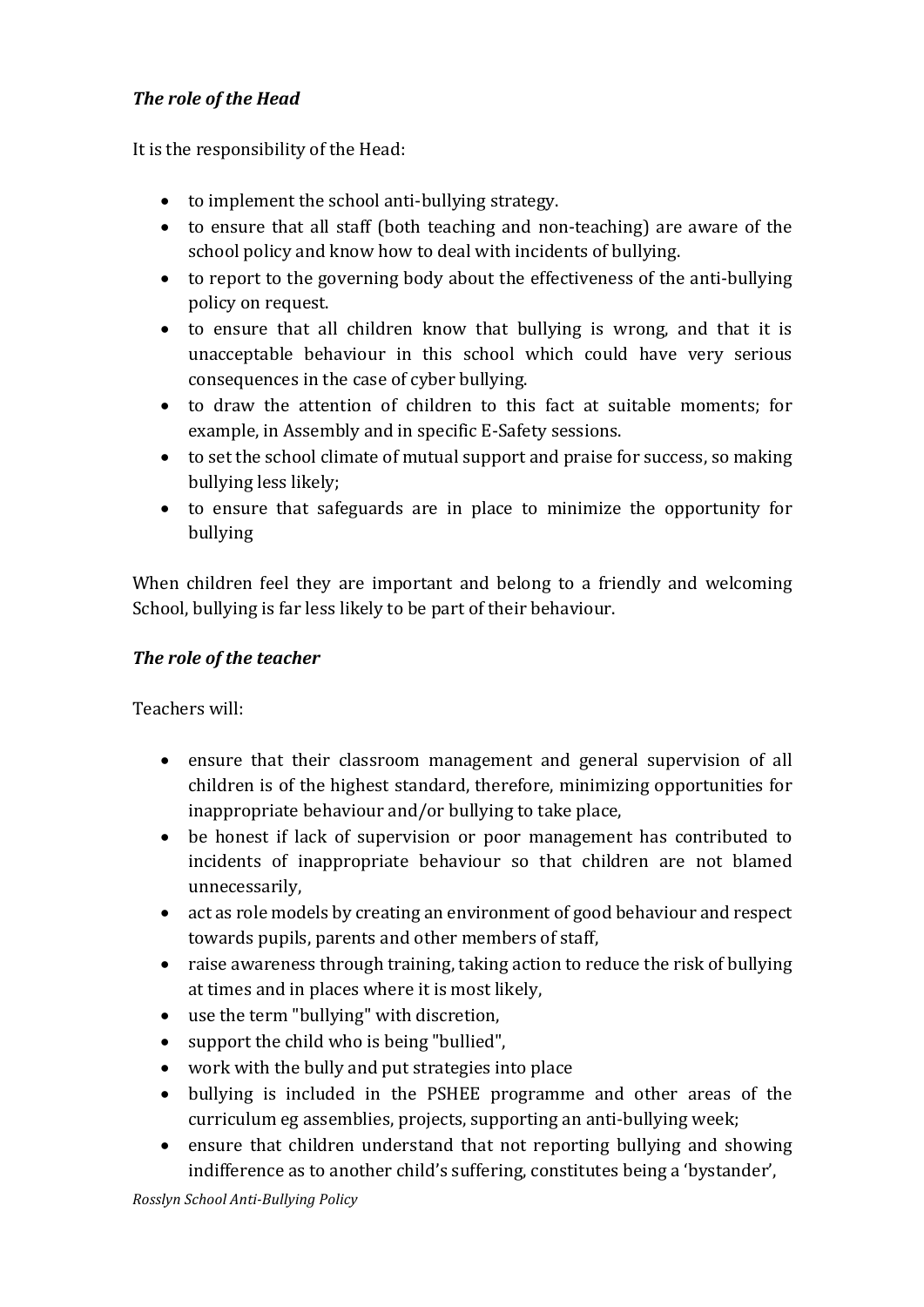### *The role of the Head*

It is the responsibility of the Head:

- to implement the school anti-bullying strategy.
- to ensure that all staff (both teaching and non-teaching) are aware of the school policy and know how to deal with incidents of bullying.
- to report to the governing body about the effectiveness of the anti-bullying policy on request.
- to ensure that all children know that bullying is wrong, and that it is unacceptable behaviour in this school which could have very serious consequences in the case of cyber bullying.
- to draw the attention of children to this fact at suitable moments; for example, in Assembly and in specific E-Safety sessions.
- to set the school climate of mutual support and praise for success, so making bullying less likely;
- to ensure that safeguards are in place to minimize the opportunity for bullying

When children feel they are important and belong to a friendly and welcoming School, bullying is far less likely to be part of their behaviour.

### *The role of the teacher*

Teachers will:

- ensure that their classroom management and general supervision of all children is of the highest standard, therefore, minimizing opportunities for inappropriate behaviour and/or bullying to take place,
- be honest if lack of supervision or poor management has contributed to incidents of inappropriate behaviour so that children are not blamed unnecessarily,
- act as role models by creating an environment of good behaviour and respect towards pupils, parents and other members of staff,
- raise awareness through training, taking action to reduce the risk of bullying at times and in places where it is most likely,
- use the term "bullying" with discretion,
- support the child who is being "bullied",
- work with the bully and put strategies into place
- bullying is included in the PSHEE programme and other areas of the curriculum eg assemblies, projects, supporting an anti-bullying week;
- ensure that children understand that not reporting bullying and showing indifference as to another child's suffering, constitutes being a 'bystander',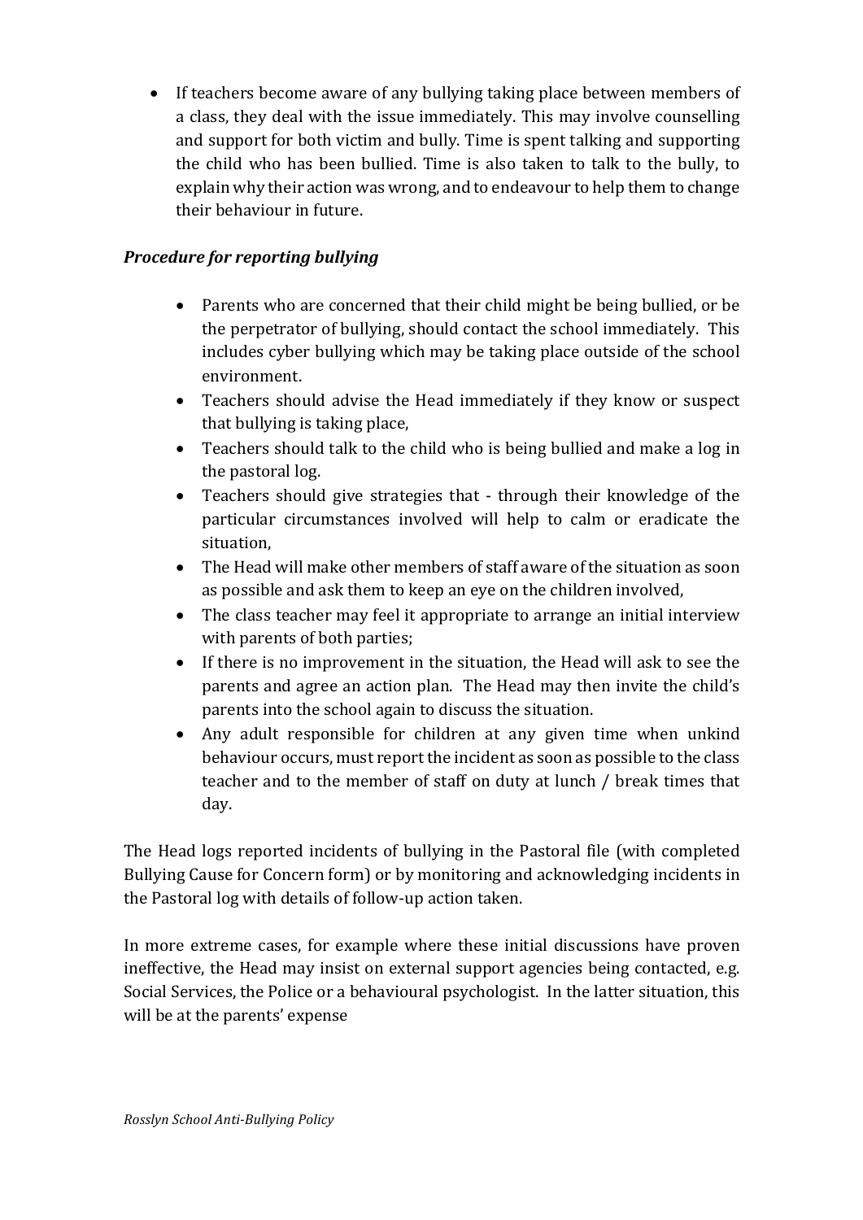- If teachers become aware of any bullying taking place between members of a class, they deal with the issue immediately. This may involve counselling and support for both victim and bully. Time is spent talking and supporting the child who has been bullied. Time is also taken to talk to the bully, to explain why their action was wrong, and to endeavour to help them to change their behaviour in future.

***Procedure for reporting bullying***

- Parents who are concerned that their child might be being bullied, or be the perpetrator of bullying, should contact the school immediately. This includes cyber bullying which may be taking place outside of the school environment.
- Teachers should advise the Head immediately if they know or suspect that bullying is taking place,
- Teachers should talk to the child who is being bullied and make a log in the pastoral log.
- Teachers should give strategies that - through their knowledge of the particular circumstances involved will help to calm or eradicate the situation,
- The Head will make other members of staff aware of the situation as soon as possible and ask them to keep an eye on the children involved,
- The class teacher may feel it appropriate to arrange an initial interview with parents of both parties;
- If there is no improvement in the situation, the Head will ask to see the parents and agree an action plan. The Head may then invite the child's parents into the school again to discuss the situation.
- Any adult responsible for children at any given time when unkind behaviour occurs, must report the incident as soon as possible to the class teacher and to the member of staff on duty at lunch / break times that day.

The Head logs reported incidents of bullying in the Pastoral file (with completed Bullying Cause for Concern form) or by monitoring and acknowledging incidents in the Pastoral log with details of follow-up action taken.

In more extreme cases, for example where these initial discussions have proven ineffective, the Head may insist on external support agencies being contacted, e.g. Social Services, the Police or a behavioural psychologist. In the latter situation, this will be at the parents' expense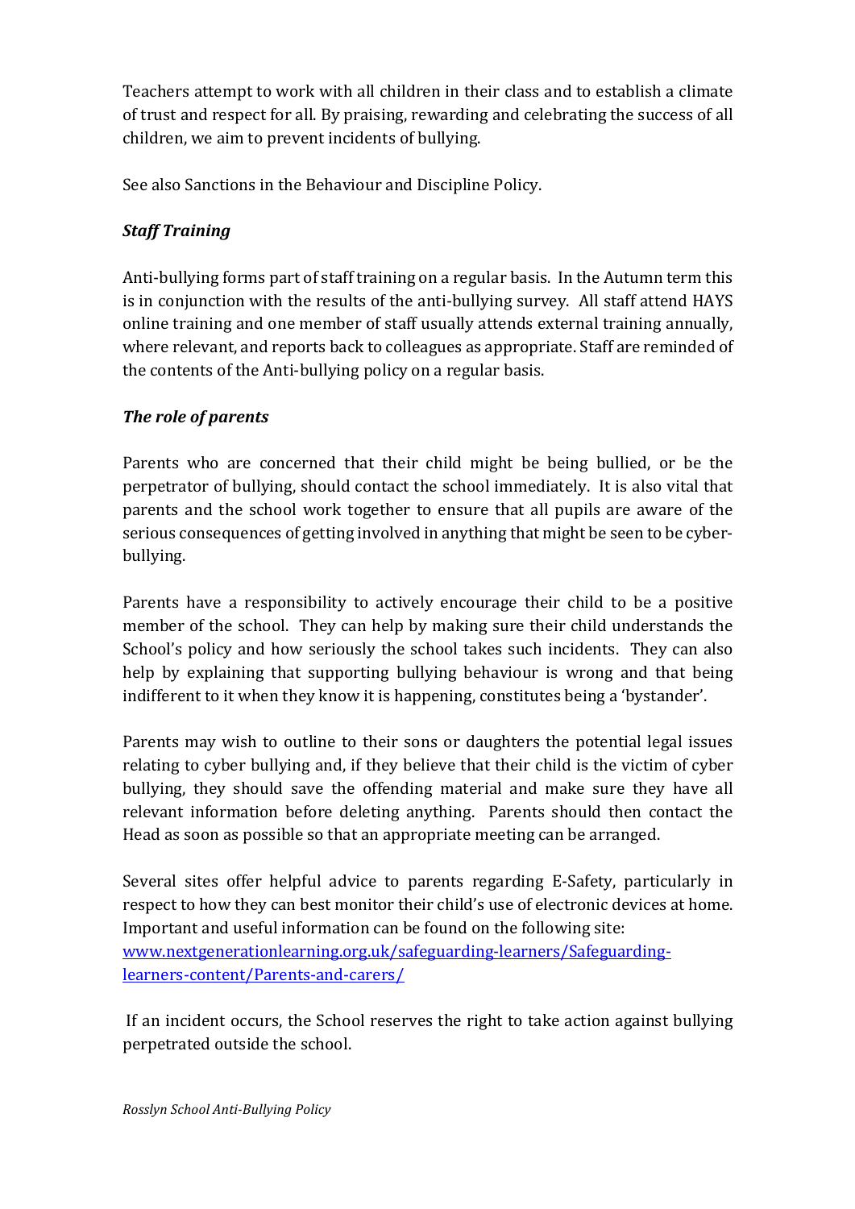Teachers attempt to work with all children in their class and to establish a climate of trust and respect for all. By praising, rewarding and celebrating the success of all children, we aim to prevent incidents of bullying.

See also Sanctions in the Behaviour and Discipline Policy.

### *Staff Training*

Anti-bullying forms part of staff training on a regular basis. In the Autumn term this is in conjunction with the results of the anti-bullying survey. All staff attend HAYS online training and one member of staff usually attends external training annually, where relevant, and reports back to colleagues as appropriate. Staff are reminded of the contents of the Anti-bullying policy on a regular basis.

### *The role of parents*

Parents who are concerned that their child might be being bullied, or be the perpetrator of bullying, should contact the school immediately. It is also vital that parents and the school work together to ensure that all pupils are aware of the serious consequences of getting involved in anything that might be seen to be cyber-bullying.

Parents have a responsibility to actively encourage their child to be a positive member of the school. They can help by making sure their child understands the School's policy and how seriously the school takes such incidents. They can also help by explaining that supporting bullying behaviour is wrong and that being indifferent to it when they know it is happening, constitutes being a 'bystander'.

Parents may wish to outline to their sons or daughters the potential legal issues relating to cyber bullying and, if they believe that their child is the victim of cyber bullying, they should save the offending material and make sure they have all relevant information before deleting anything. Parents should then contact the Head as soon as possible so that an appropriate meeting can be arranged.

Several sites offer helpful advice to parents regarding E-Safety, particularly in respect to how they can best monitor their child's use of electronic devices at home. Important and useful information can be found on the following site:
[www.nextgenerationlearning.org.uk/safeguarding-learners/Safeguarding-learners-content/Parents-and-carers/](www.nextgenerationlearning.org.uk/safeguarding-learners/Safeguarding-learners-content/Parents-and-carers/)

If an incident occurs, the School reserves the right to take action against bullying perpetrated outside the school.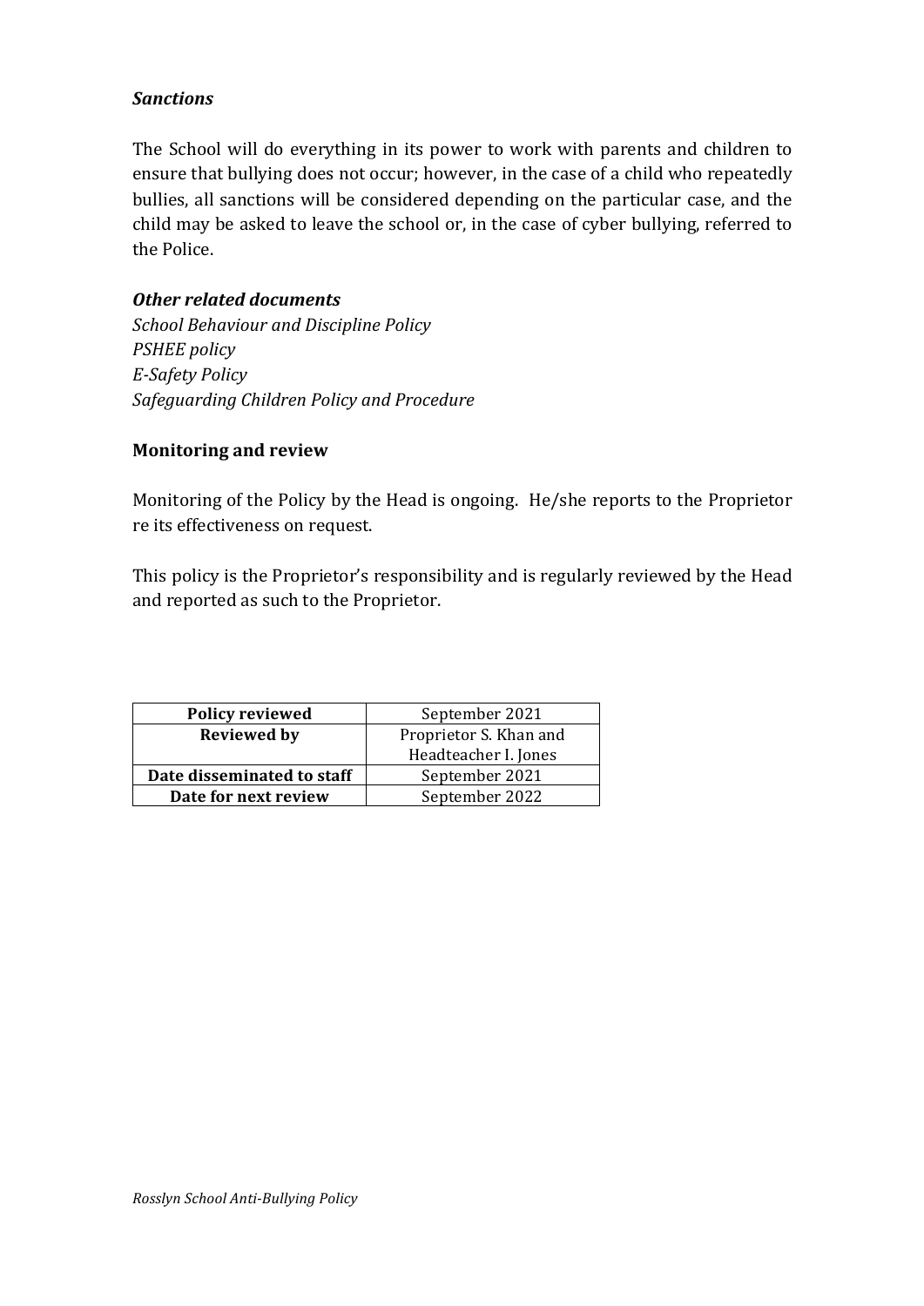### *Sanctions*

The School will do everything in its power to work with parents and children to ensure that bullying does not occur; however, in the case of a child who repeatedly bullies, all sanctions will be considered depending on the particular case, and the child may be asked to leave the school or, in the case of cyber bullying, referred to the Police.

### ***Other related documents***

*School Behaviour and Discipline Policy*
*PSHEE policy*
*E-Safety Policy*
*Safeguarding Children Policy and Procedure*

### **Monitoring and review**

Monitoring of the Policy by the Head is ongoing. He/she reports to the Proprietor re its effectiveness on request.

This policy is the Proprietor's responsibility and is regularly reviewed by the Head and reported as such to the Proprietor.

| **Policy reviewed** | September 2021 |
|---|---|
| **Reviewed by** | Proprietor S. Khan and Headteacher I. Jones |
| **Date disseminated to staff** | September 2021 |
| **Date for next review** | September 2022 |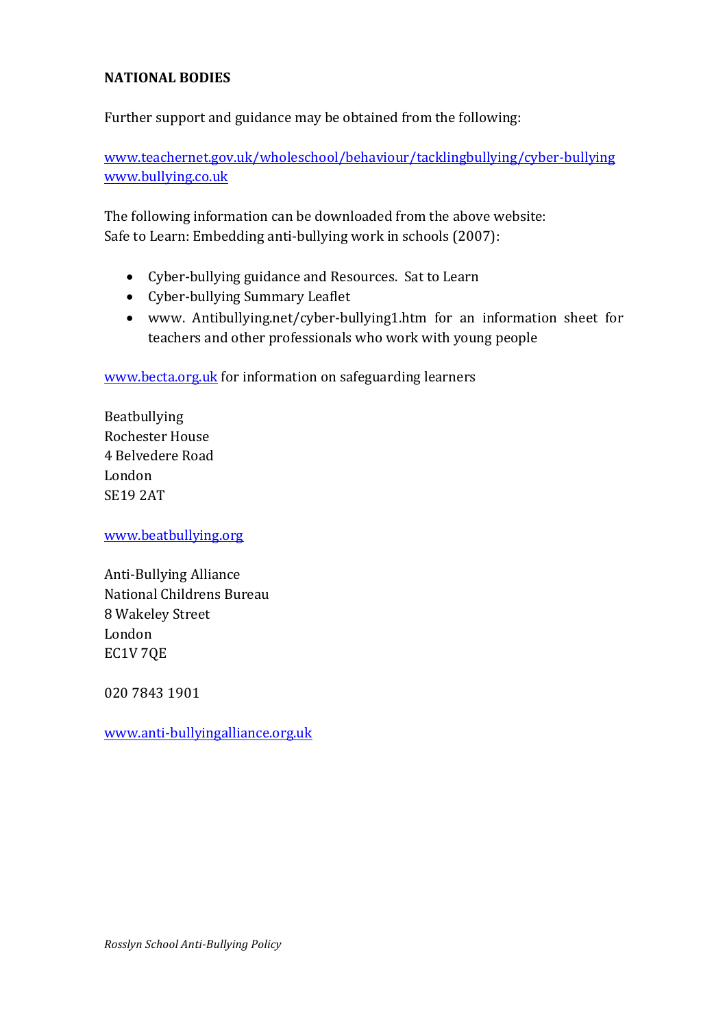**NATIONAL BODIES**

Further support and guidance may be obtained from the following:

www.teachernet.gov.uk/wholeschool/behaviour/tacklingbullying/cyber-bullying
www.bullying.co.uk

The following information can be downloaded from the above website:
Safe to Learn: Embedding anti-bullying work in schools (2007):

- Cyber-bullying guidance and Resources. Sat to Learn
- Cyber-bullying Summary Leaflet
- www. Antibullying.net/cyber-bullying1.htm for an information sheet for teachers and other professionals who work with young people

www.becta.org.uk for information on safeguarding learners

Beatbullying
Rochester House
4 Belvedere Road
London
SE19 2AT

www.beatbullying.org

Anti-Bullying Alliance
National Childrens Bureau
8 Wakeley Street
London
EC1V 7QE

020 7843 1901

www.anti-bullyingalliance.org.uk